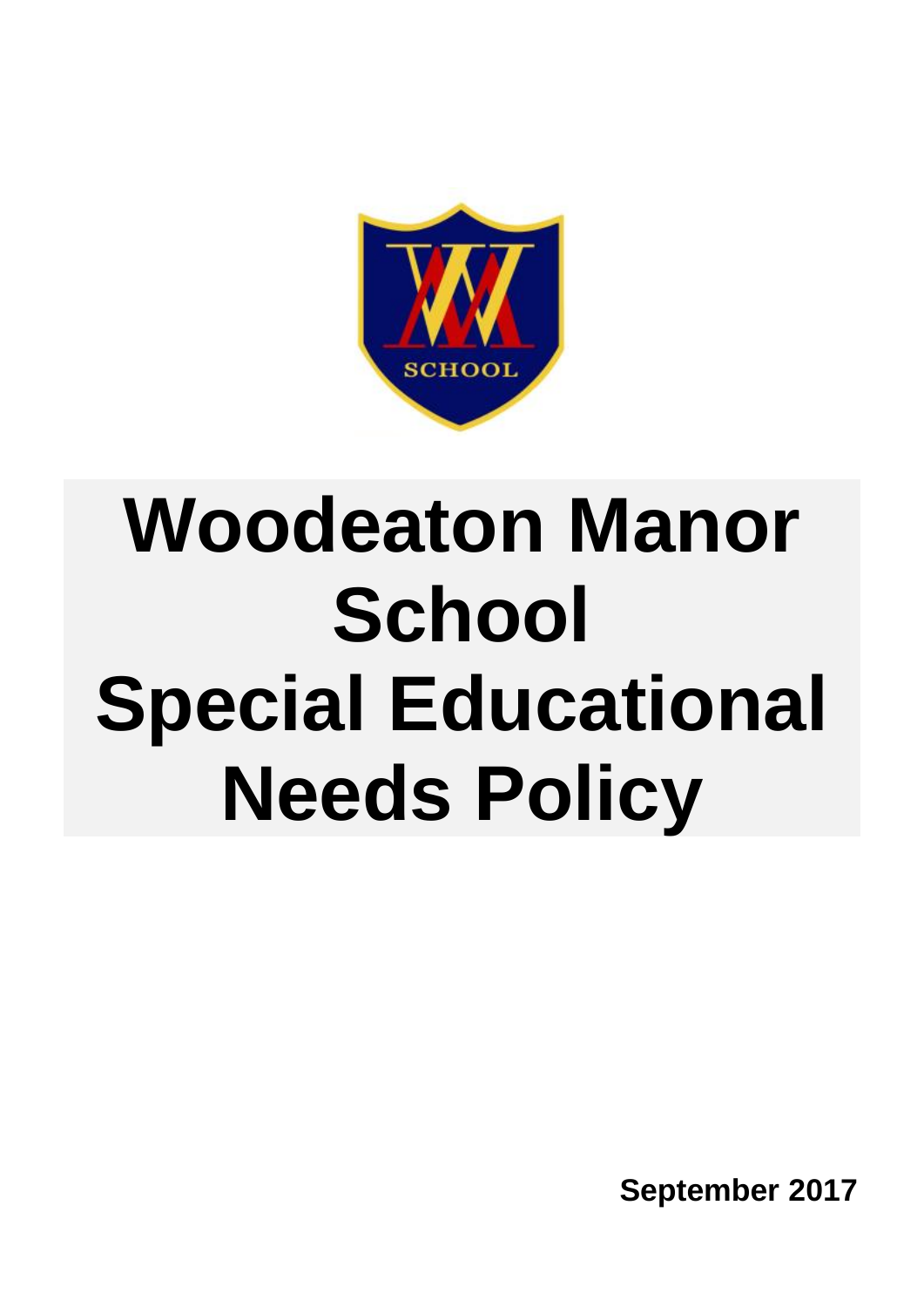# Woodeaton Manor School Special Educational Needs Policy

**September 2017**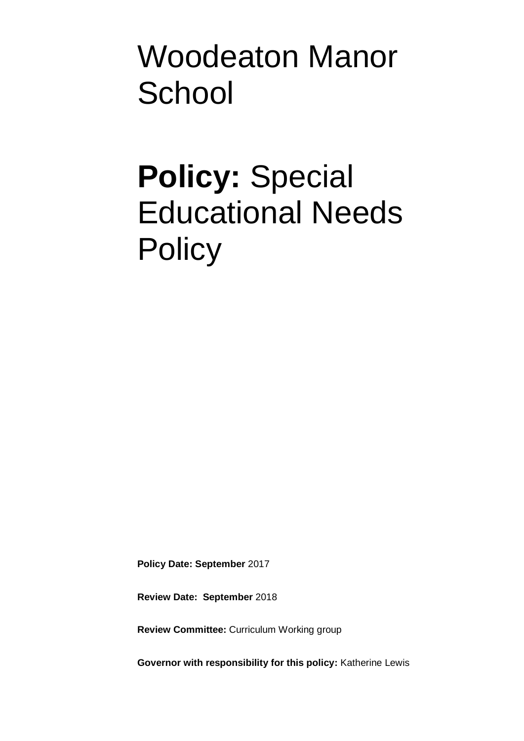# Woodeaton Manor School

# **Policy:** Special Educational Needs Policy

**Policy Date: September** 2017

**Review Date: September** 2018

**Review Committee:** Curriculum Working group

**Governor with responsibility for this policy:** Katherine Lewis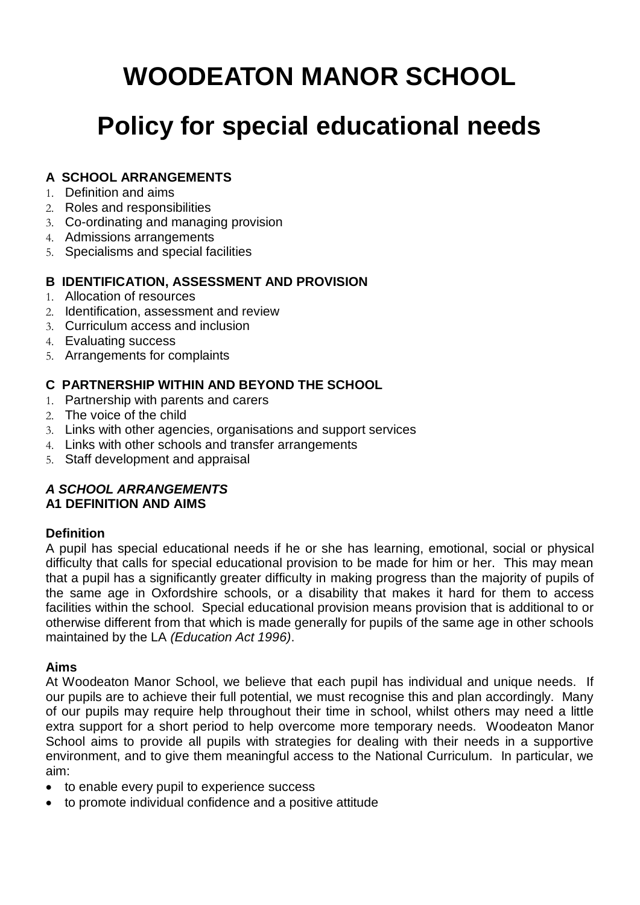# WOODEATON MANOR SCHOOL

# Policy for special educational needs

**A SCHOOL ARRANGEMENTS**

1. Definition and aims
2. Roles and responsibilities
3. Co-ordinating and managing provision
4. Admissions arrangements
5. Specialisms and special facilities

**B IDENTIFICATION, ASSESSMENT AND PROVISION**

1. Allocation of resources
2. Identification, assessment and review
3. Curriculum access and inclusion
4. Evaluating success
5. Arrangements for complaints

**C PARTNERSHIP WITHIN AND BEYOND THE SCHOOL**

1. Partnership with parents and carers
2. The voice of the child
3. Links with other agencies, organisations and support services
4. Links with other schools and transfer arrangements
5. Staff development and appraisal

***A SCHOOL ARRANGEMENTS***

**A1 DEFINITION AND AIMS**

**Definition**

A pupil has special educational needs if he or she has learning, emotional, social or physical difficulty that calls for special educational provision to be made for him or her. This may mean that a pupil has a significantly greater difficulty in making progress than the majority of pupils of the same age in Oxfordshire schools, or a disability that makes it hard for them to access facilities within the school. Special educational provision means provision that is additional to or otherwise different from that which is made generally for pupils of the same age in other schools maintained by the LA *(Education Act 1996)*.

**Aims**

At Woodeaton Manor School, we believe that each pupil has individual and unique needs. If our pupils are to achieve their full potential, we must recognise this and plan accordingly. Many of our pupils may require help throughout their time in school, whilst others may need a little extra support for a short period to help overcome more temporary needs. Woodeaton Manor School aims to provide all pupils with strategies for dealing with their needs in a supportive environment, and to give them meaningful access to the National Curriculum. In particular, we aim:

- to enable every pupil to experience success
- to promote individual confidence and a positive attitude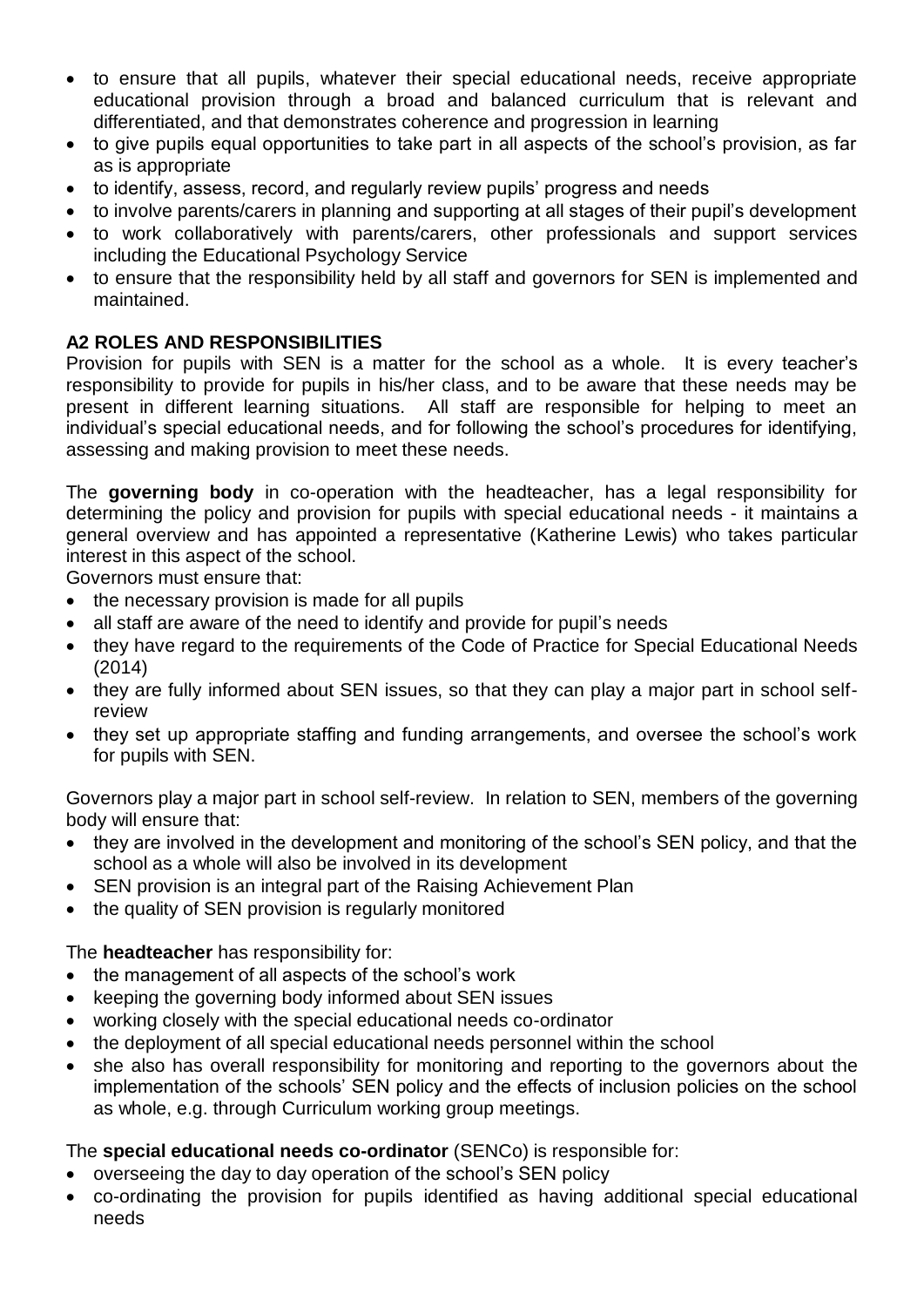- to ensure that all pupils, whatever their special educational needs, receive appropriate educational provision through a broad and balanced curriculum that is relevant and differentiated, and that demonstrates coherence and progression in learning
- to give pupils equal opportunities to take part in all aspects of the school's provision, as far as is appropriate
- to identify, assess, record, and regularly review pupils' progress and needs
- to involve parents/carers in planning and supporting at all stages of their pupil's development
- to work collaboratively with parents/carers, other professionals and support services including the Educational Psychology Service
- to ensure that the responsibility held by all staff and governors for SEN is implemented and maintained.

**A2 ROLES AND RESPONSIBILITIES**

Provision for pupils with SEN is a matter for the school as a whole. It is every teacher's responsibility to provide for pupils in his/her class, and to be aware that these needs may be present in different learning situations. All staff are responsible for helping to meet an individual's special educational needs, and for following the school's procedures for identifying, assessing and making provision to meet these needs.

The **governing body** in co-operation with the headteacher, has a legal responsibility for determining the policy and provision for pupils with special educational needs - it maintains a general overview and has appointed a representative (Katherine Lewis) who takes particular interest in this aspect of the school.

Governors must ensure that:

- the necessary provision is made for all pupils
- all staff are aware of the need to identify and provide for pupil's needs
- they have regard to the requirements of the Code of Practice for Special Educational Needs (2014)
- they are fully informed about SEN issues, so that they can play a major part in school self-review
- they set up appropriate staffing and funding arrangements, and oversee the school's work for pupils with SEN.

Governors play a major part in school self-review. In relation to SEN, members of the governing body will ensure that:

- they are involved in the development and monitoring of the school's SEN policy, and that the school as a whole will also be involved in its development
- SEN provision is an integral part of the Raising Achievement Plan
- the quality of SEN provision is regularly monitored

The **headteacher** has responsibility for:

- the management of all aspects of the school's work
- keeping the governing body informed about SEN issues
- working closely with the special educational needs co-ordinator
- the deployment of all special educational needs personnel within the school
- she also has overall responsibility for monitoring and reporting to the governors about the implementation of the schools' SEN policy and the effects of inclusion policies on the school as whole, e.g. through Curriculum working group meetings.

The **special educational needs co-ordinator** (SENCo) is responsible for:

- overseeing the day to day operation of the school's SEN policy
- co-ordinating the provision for pupils identified as having additional special educational needs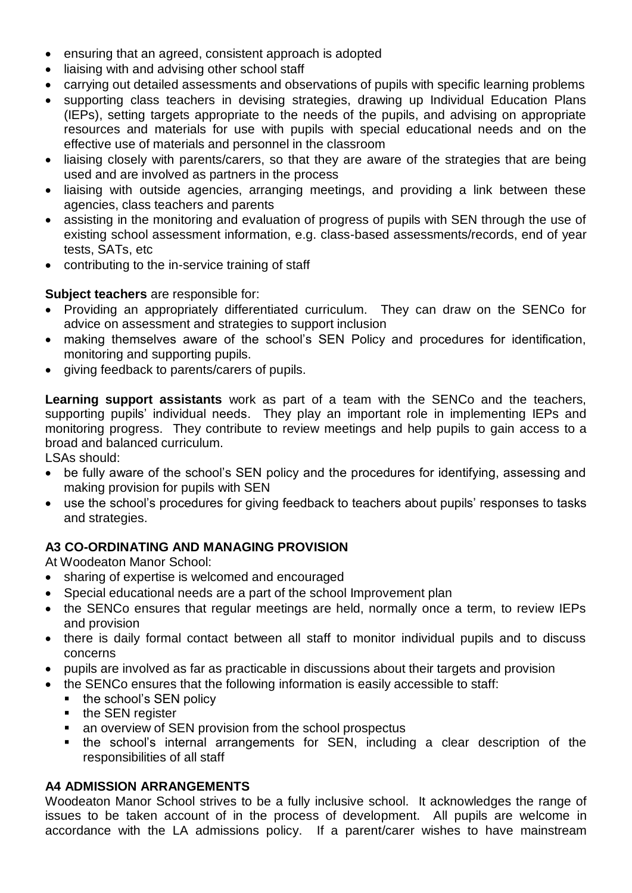- ensuring that an agreed, consistent approach is adopted
- liaising with and advising other school staff
- carrying out detailed assessments and observations of pupils with specific learning problems
- supporting class teachers in devising strategies, drawing up Individual Education Plans (IEPs), setting targets appropriate to the needs of the pupils, and advising on appropriate resources and materials for use with pupils with special educational needs and on the effective use of materials and personnel in the classroom
- liaising closely with parents/carers, so that they are aware of the strategies that are being used and are involved as partners in the process
- liaising with outside agencies, arranging meetings, and providing a link between these agencies, class teachers and parents
- assisting in the monitoring and evaluation of progress of pupils with SEN through the use of existing school assessment information, e.g. class-based assessments/records, end of year tests, SATs, etc
- contributing to the in-service training of staff

**Subject teachers** are responsible for:

- Providing an appropriately differentiated curriculum. They can draw on the SENCo for advice on assessment and strategies to support inclusion
- making themselves aware of the school's SEN Policy and procedures for identification, monitoring and supporting pupils.
- giving feedback to parents/carers of pupils.

**Learning support assistants** work as part of a team with the SENCo and the teachers, supporting pupils' individual needs. They play an important role in implementing IEPs and monitoring progress. They contribute to review meetings and help pupils to gain access to a broad and balanced curriculum.

LSAs should:

- be fully aware of the school's SEN policy and the procedures for identifying, assessing and making provision for pupils with SEN
- use the school's procedures for giving feedback to teachers about pupils' responses to tasks and strategies.

### A3 CO-ORDINATING AND MANAGING PROVISION

At Woodeaton Manor School:

- sharing of expertise is welcomed and encouraged
- Special educational needs are a part of the school Improvement plan
- the SENCo ensures that regular meetings are held, normally once a term, to review IEPs and provision
- there is daily formal contact between all staff to monitor individual pupils and to discuss concerns
- pupils are involved as far as practicable in discussions about their targets and provision
- the SENCo ensures that the following information is easily accessible to staff:
  - the school's SEN policy
  - the SEN register
  - an overview of SEN provision from the school prospectus
  - the school's internal arrangements for SEN, including a clear description of the responsibilities of all staff

### A4 ADMISSION ARRANGEMENTS

Woodeaton Manor School strives to be a fully inclusive school. It acknowledges the range of issues to be taken account of in the process of development. All pupils are welcome in accordance with the LA admissions policy. If a parent/carer wishes to have mainstream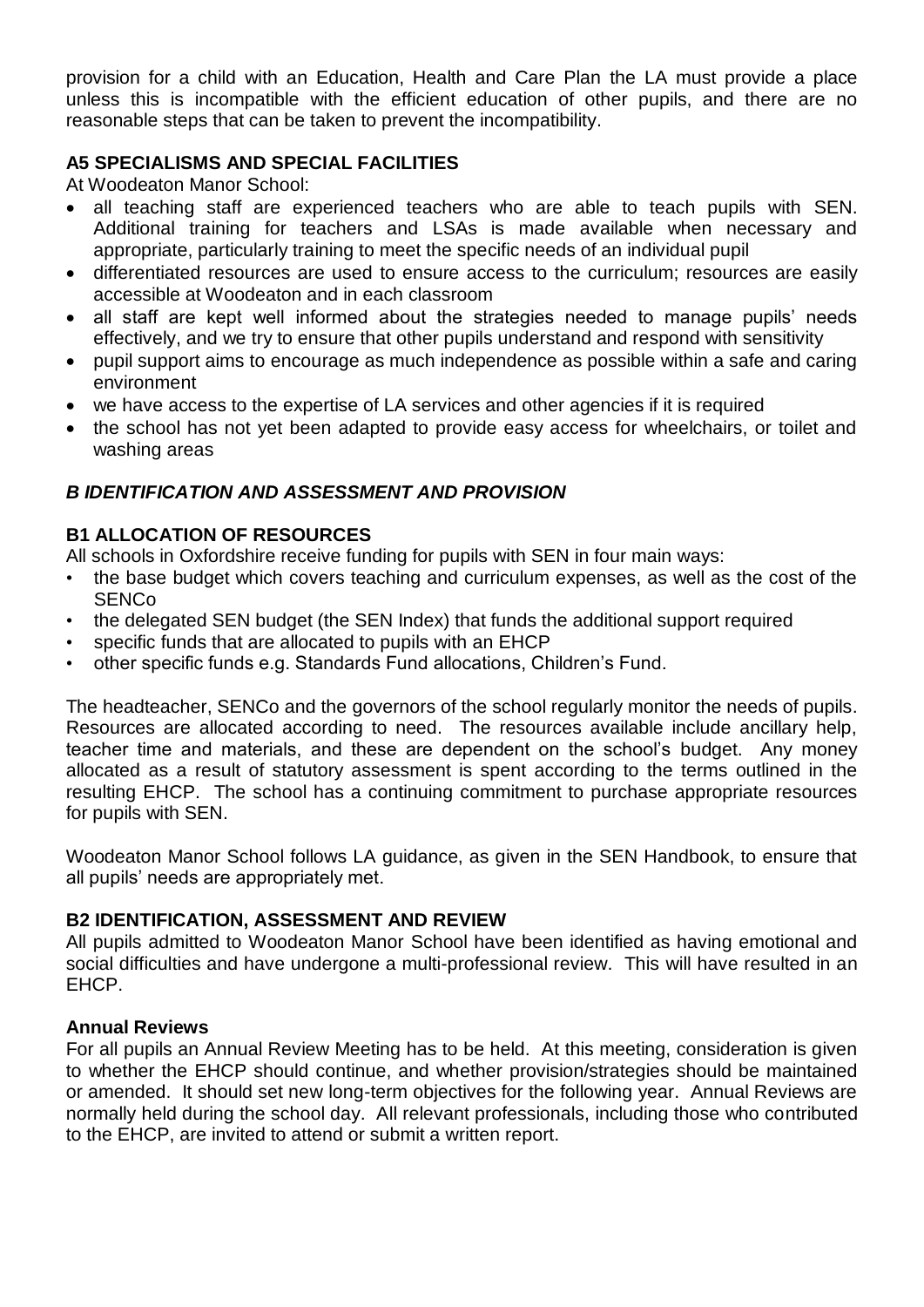provision for a child with an Education, Health and Care Plan the LA must provide a place unless this is incompatible with the efficient education of other pupils, and there are no reasonable steps that can be taken to prevent the incompatibility.

### A5 SPECIALISMS AND SPECIAL FACILITIES

At Woodeaton Manor School:

- all teaching staff are experienced teachers who are able to teach pupils with SEN. Additional training for teachers and LSAs is made available when necessary and appropriate, particularly training to meet the specific needs of an individual pupil
- differentiated resources are used to ensure access to the curriculum; resources are easily accessible at Woodeaton and in each classroom
- all staff are kept well informed about the strategies needed to manage pupils' needs effectively, and we try to ensure that other pupils understand and respond with sensitivity
- pupil support aims to encourage as much independence as possible within a safe and caring environment
- we have access to the expertise of LA services and other agencies if it is required
- the school has not yet been adapted to provide easy access for wheelchairs, or toilet and washing areas

## *B IDENTIFICATION AND ASSESSMENT AND PROVISION*

### B1 ALLOCATION OF RESOURCES

All schools in Oxfordshire receive funding for pupils with SEN in four main ways:

- the base budget which covers teaching and curriculum expenses, as well as the cost of the SENCo
- the delegated SEN budget (the SEN Index) that funds the additional support required
- specific funds that are allocated to pupils with an EHCP
- other specific funds e.g. Standards Fund allocations, Children's Fund.

The headteacher, SENCo and the governors of the school regularly monitor the needs of pupils. Resources are allocated according to need. The resources available include ancillary help, teacher time and materials, and these are dependent on the school's budget. Any money allocated as a result of statutory assessment is spent according to the terms outlined in the resulting EHCP. The school has a continuing commitment to purchase appropriate resources for pupils with SEN.

Woodeaton Manor School follows LA guidance, as given in the SEN Handbook, to ensure that all pupils' needs are appropriately met.

### B2 IDENTIFICATION, ASSESSMENT AND REVIEW

All pupils admitted to Woodeaton Manor School have been identified as having emotional and social difficulties and have undergone a multi-professional review. This will have resulted in an EHCP.

**Annual Reviews**

For all pupils an Annual Review Meeting has to be held. At this meeting, consideration is given to whether the EHCP should continue, and whether provision/strategies should be maintained or amended. It should set new long-term objectives for the following year. Annual Reviews are normally held during the school day. All relevant professionals, including those who contributed to the EHCP, are invited to attend or submit a written report.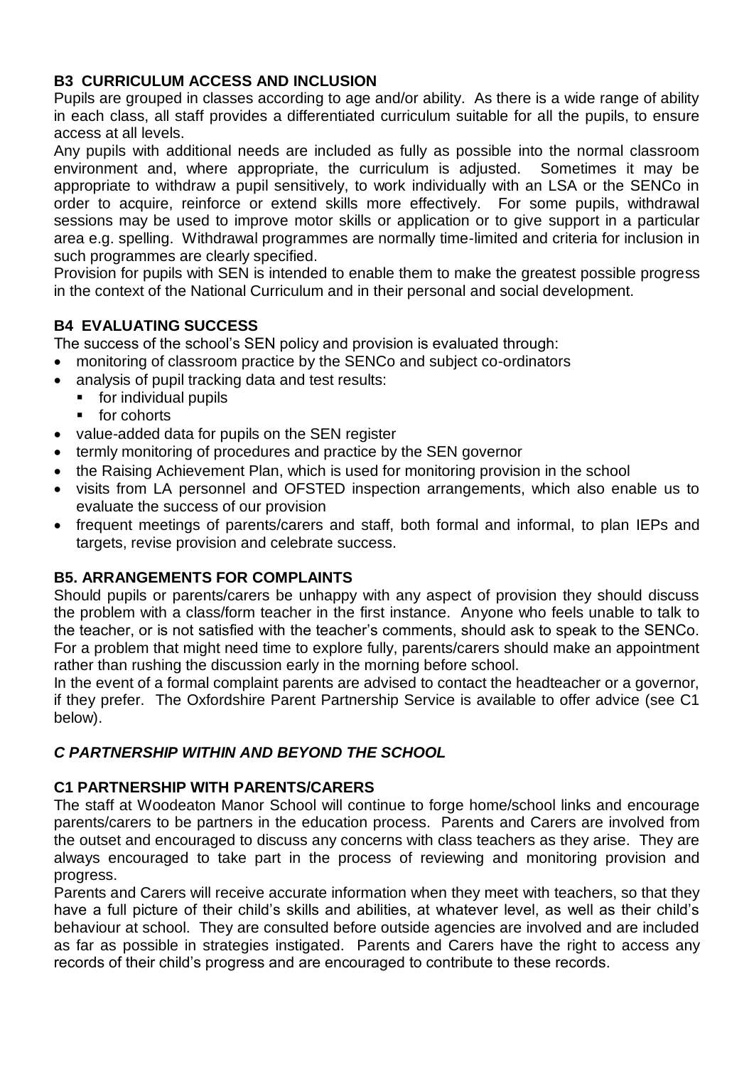### B3 CURRICULUM ACCESS AND INCLUSION

Pupils are grouped in classes according to age and/or ability. As there is a wide range of ability in each class, all staff provides a differentiated curriculum suitable for all the pupils, to ensure access at all levels.

Any pupils with additional needs are included as fully as possible into the normal classroom environment and, where appropriate, the curriculum is adjusted. Sometimes it may be appropriate to withdraw a pupil sensitively, to work individually with an LSA or the SENCo in order to acquire, reinforce or extend skills more effectively. For some pupils, withdrawal sessions may be used to improve motor skills or application or to give support in a particular area e.g. spelling. Withdrawal programmes are normally time-limited and criteria for inclusion in such programmes are clearly specified.

Provision for pupils with SEN is intended to enable them to make the greatest possible progress in the context of the National Curriculum and in their personal and social development.

### B4 EVALUATING SUCCESS

The success of the school's SEN policy and provision is evaluated through:

- monitoring of classroom practice by the SENCo and subject co-ordinators
- analysis of pupil tracking data and test results:
  - for individual pupils
  - for cohorts
- value-added data for pupils on the SEN register
- termly monitoring of procedures and practice by the SEN governor
- the Raising Achievement Plan, which is used for monitoring provision in the school
- visits from LA personnel and OFSTED inspection arrangements, which also enable us to evaluate the success of our provision
- frequent meetings of parents/carers and staff, both formal and informal, to plan IEPs and targets, revise provision and celebrate success.

### B5. ARRANGEMENTS FOR COMPLAINTS

Should pupils or parents/carers be unhappy with any aspect of provision they should discuss the problem with a class/form teacher in the first instance. Anyone who feels unable to talk to the teacher, or is not satisfied with the teacher's comments, should ask to speak to the SENCo. For a problem that might need time to explore fully, parents/carers should make an appointment rather than rushing the discussion early in the morning before school.

In the event of a formal complaint parents are advised to contact the headteacher or a governor, if they prefer. The Oxfordshire Parent Partnership Service is available to offer advice (see C1 below).

## *C PARTNERSHIP WITHIN AND BEYOND THE SCHOOL*

### C1 PARTNERSHIP WITH PARENTS/CARERS

The staff at Woodeaton Manor School will continue to forge home/school links and encourage parents/carers to be partners in the education process. Parents and Carers are involved from the outset and encouraged to discuss any concerns with class teachers as they arise. They are always encouraged to take part in the process of reviewing and monitoring provision and progress.

Parents and Carers will receive accurate information when they meet with teachers, so that they have a full picture of their child's skills and abilities, at whatever level, as well as their child's behaviour at school. They are consulted before outside agencies are involved and are included as far as possible in strategies instigated. Parents and Carers have the right to access any records of their child's progress and are encouraged to contribute to these records.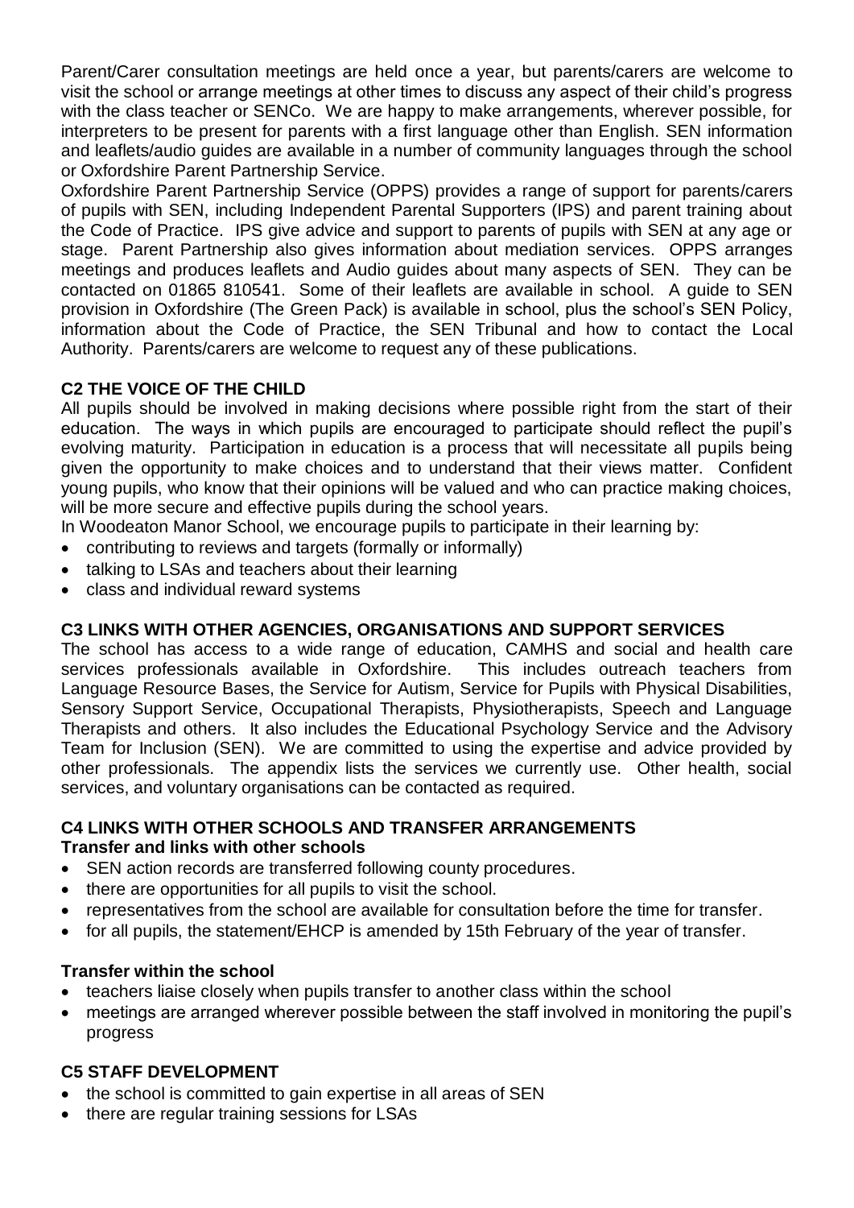Parent/Carer consultation meetings are held once a year, but parents/carers are welcome to visit the school or arrange meetings at other times to discuss any aspect of their child's progress with the class teacher or SENCo. We are happy to make arrangements, wherever possible, for interpreters to be present for parents with a first language other than English. SEN information and leaflets/audio guides are available in a number of community languages through the school or Oxfordshire Parent Partnership Service.

Oxfordshire Parent Partnership Service (OPPS) provides a range of support for parents/carers of pupils with SEN, including Independent Parental Supporters (IPS) and parent training about the Code of Practice. IPS give advice and support to parents of pupils with SEN at any age or stage. Parent Partnership also gives information about mediation services. OPPS arranges meetings and produces leaflets and Audio guides about many aspects of SEN. They can be contacted on 01865 810541. Some of their leaflets are available in school. A guide to SEN provision in Oxfordshire (The Green Pack) is available in school, plus the school's SEN Policy, information about the Code of Practice, the SEN Tribunal and how to contact the Local Authority. Parents/carers are welcome to request any of these publications.

**C2 THE VOICE OF THE CHILD**

All pupils should be involved in making decisions where possible right from the start of their education. The ways in which pupils are encouraged to participate should reflect the pupil's evolving maturity. Participation in education is a process that will necessitate all pupils being given the opportunity to make choices and to understand that their views matter. Confident young pupils, who know that their opinions will be valued and who can practice making choices, will be more secure and effective pupils during the school years.

In Woodeaton Manor School, we encourage pupils to participate in their learning by:

- contributing to reviews and targets (formally or informally)
- talking to LSAs and teachers about their learning
- class and individual reward systems

**C3 LINKS WITH OTHER AGENCIES, ORGANISATIONS AND SUPPORT SERVICES**

The school has access to a wide range of education, CAMHS and social and health care services professionals available in Oxfordshire. This includes outreach teachers from Language Resource Bases, the Service for Autism, Service for Pupils with Physical Disabilities, Sensory Support Service, Occupational Therapists, Physiotherapists, Speech and Language Therapists and others. It also includes the Educational Psychology Service and the Advisory Team for Inclusion (SEN). We are committed to using the expertise and advice provided by other professionals. The appendix lists the services we currently use. Other health, social services, and voluntary organisations can be contacted as required.

**C4 LINKS WITH OTHER SCHOOLS AND TRANSFER ARRANGEMENTS**

**Transfer and links with other schools**

- SEN action records are transferred following county procedures.
- there are opportunities for all pupils to visit the school.
- representatives from the school are available for consultation before the time for transfer.
- for all pupils, the statement/EHCP is amended by 15th February of the year of transfer.

**Transfer within the school**

- teachers liaise closely when pupils transfer to another class within the school
- meetings are arranged wherever possible between the staff involved in monitoring the pupil's progress

**C5 STAFF DEVELOPMENT**

- the school is committed to gain expertise in all areas of SEN
- there are regular training sessions for LSAs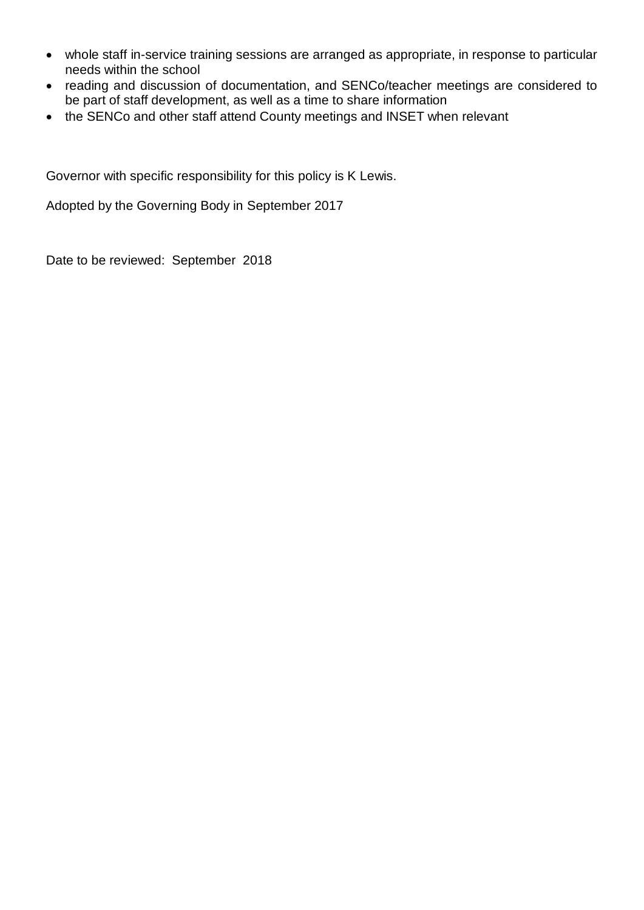- whole staff in-service training sessions are arranged as appropriate, in response to particular needs within the school
- reading and discussion of documentation, and SENCo/teacher meetings are considered to be part of staff development, as well as a time to share information
- the SENCo and other staff attend County meetings and INSET when relevant

Governor with specific responsibility for this policy is K Lewis.

Adopted by the Governing Body in September 2017

Date to be reviewed: September 2018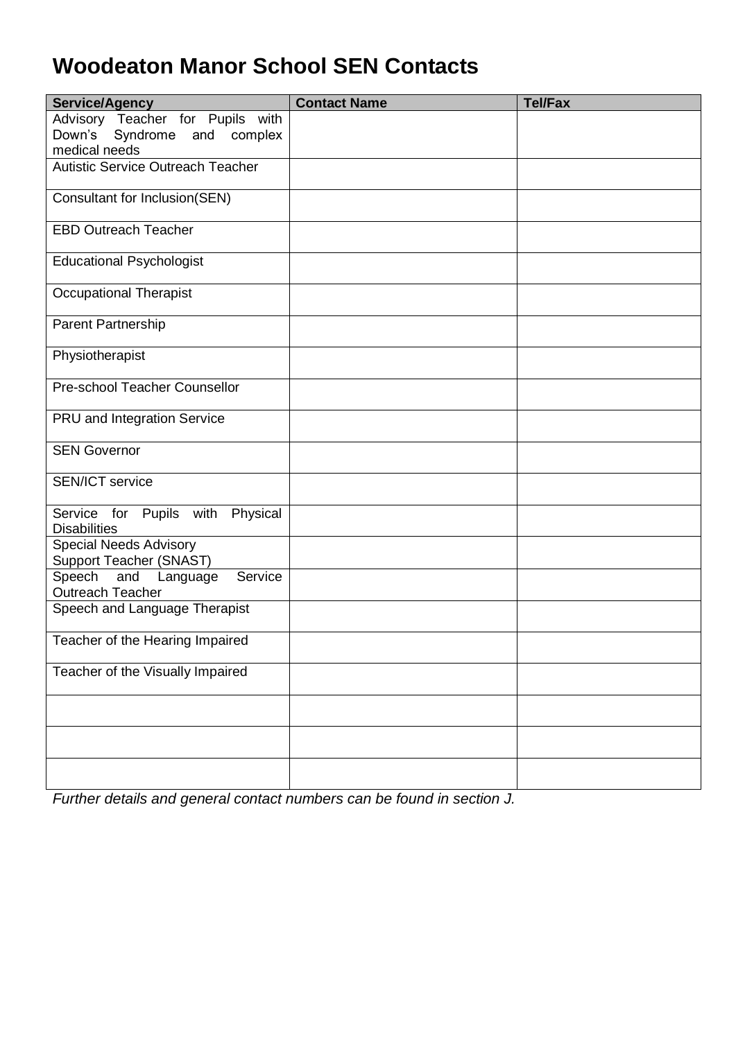# Woodeaton Manor School SEN Contacts

| Service/Agency | Contact Name | Tel/Fax |
| --- | --- | --- |
| Advisory Teacher for Pupils with Down's Syndrome and complex medical needs | | |
| Autistic Service Outreach Teacher | | |
| Consultant for Inclusion(SEN) | | |
| EBD Outreach Teacher | | |
| Educational Psychologist | | |
| Occupational Therapist | | |
| Parent Partnership | | |
| Physiotherapist | | |
| Pre-school Teacher Counsellor | | |
| PRU and Integration Service | | |
| SEN Governor | | |
| SEN/ICT service | | |
| Service for Pupils with Physical Disabilities | | |
| Special Needs Advisory Support Teacher (SNAST) | | |
| Speech and Language Service Outreach Teacher | | |
| Speech and Language Therapist | | |
| Teacher of the Hearing Impaired | | |
| Teacher of the Visually Impaired | | |
| | | |
| | | |
| | | |

*Further details and general contact numbers can be found in section J.*